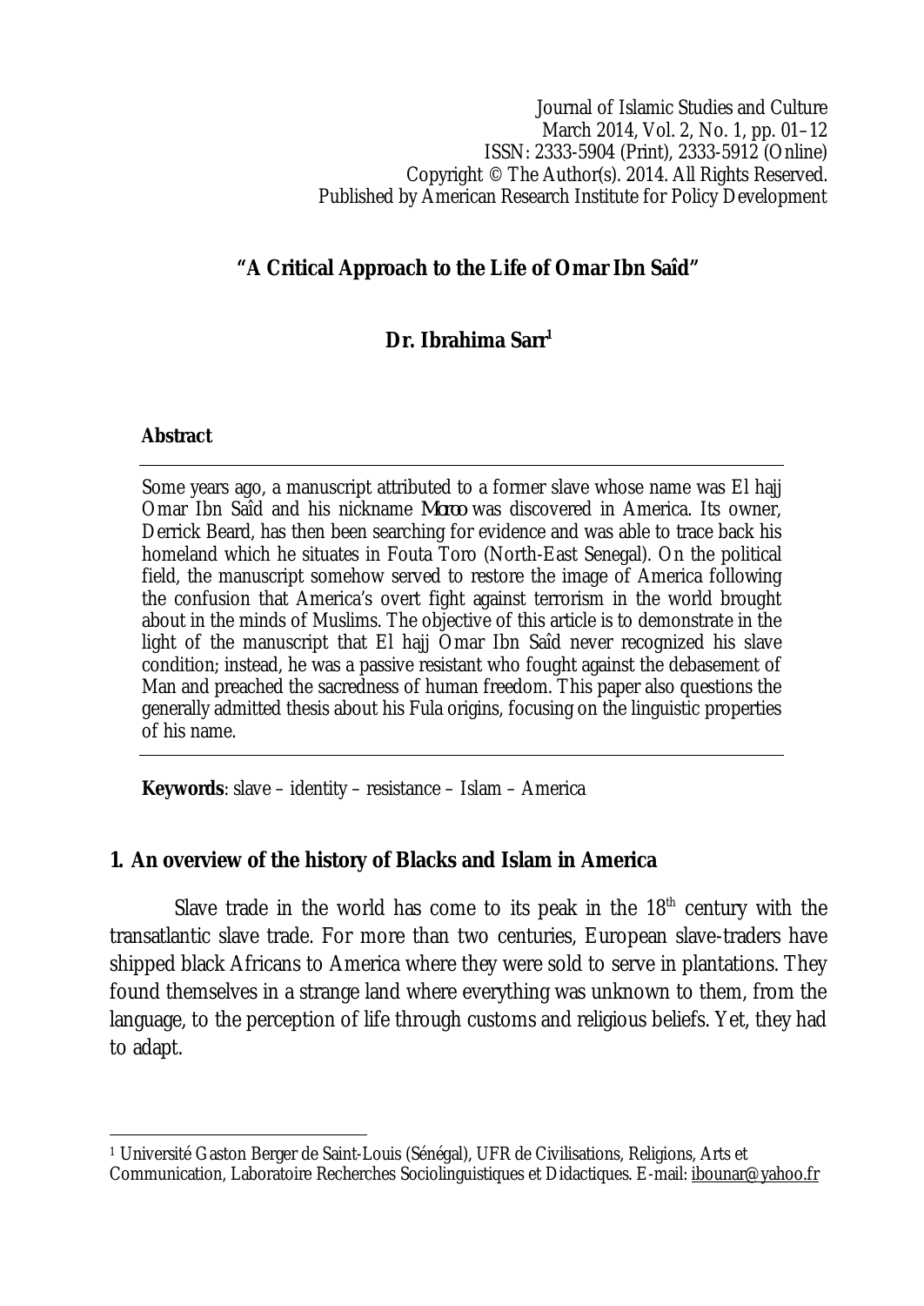# "A Critical Approach to the Life of Omar Ibn Saîd"

## Dr. Ibrahima Sarr[1]

### Abstract

Some years ago, a manuscript attributed to a former slave whose name was El hajj Omar Ibn Saîd and his nickname *Moroo* was discovered in America. Its owner, Derrick Beard, has then been searching for evidence and was able to trace back his homeland which he situates in Fouta Toro (North-East Senegal). On the political field, the manuscript somehow served to restore the image of America following the confusion that America's overt fight against terrorism in the world brought about in the minds of Muslims. The objective of this article is to demonstrate in the light of the manuscript that El hajj Omar Ibn Saîd never recognized his slave condition; instead, he was a passive resistant who fought against the debasement of Man and preached the sacredness of human freedom. This paper also questions the generally admitted thesis about his Fula origins, focusing on the linguistic properties of his name.

**Keywords**: slave – identity – resistance – Islam – America

## 1. An overview of the history of Blacks and Islam in America

Slave trade in the world has come to its peak in the 18th century with the transatlantic slave trade. For more than two centuries, European slave-traders have shipped black Africans to America where they were sold to serve in plantations. They found themselves in a strange land where everything was unknown to them, from the language, to the perception of life through customs and religious beliefs. Yet, they had to adapt.

---

[1] Université Gaston Berger de Saint-Louis (Sénégal), UFR de Civilisations, Religions, Arts et Communication, Laboratoire Recherches Sociolinguistiques et Didactiques. E-mail: ibounar@yahoo.fr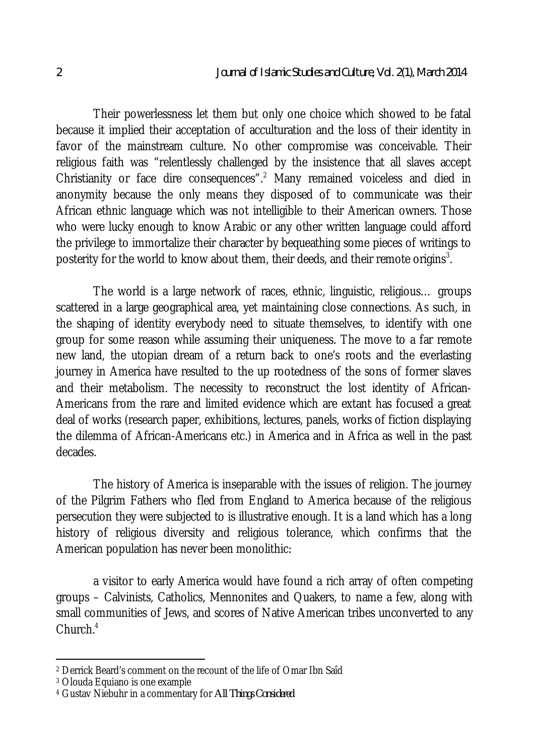Their powerlessness let them but only one choice which showed to be fatal because it implied their acceptation of acculturation and the loss of their identity in favor of the mainstream culture. No other compromise was conceivable. Their religious faith was "relentlessly challenged by the insistence that all slaves accept Christianity or face dire consequences".[2] Many remained voiceless and died in anonymity because the only means they disposed of to communicate was their African ethnic language which was not intelligible to their American owners. Those who were lucky enough to know Arabic or any other written language could afford the privilege to immortalize their character by bequeathing some pieces of writings to posterity for the world to know about them, their deeds, and their remote origins[3].

The world is a large network of races, ethnic, linguistic, religious… groups scattered in a large geographical area, yet maintaining close connections. As such, in the shaping of identity everybody need to situate themselves, to identify with one group for some reason while assuming their uniqueness. The move to a far remote new land, the utopian dream of a return back to one's roots and the everlasting journey in America have resulted to the up rootedness of the sons of former slaves and their metabolism. The necessity to reconstruct the lost identity of African-Americans from the rare and limited evidence which are extant has focused a great deal of works (research paper, exhibitions, lectures, panels, works of fiction displaying the dilemma of African-Americans etc.) in America and in Africa as well in the past decades.

The history of America is inseparable with the issues of religion. The journey of the Pilgrim Fathers who fled from England to America because of the religious persecution they were subjected to is illustrative enough. It is a land which has a long history of religious diversity and religious tolerance, which confirms that the American population has never been monolithic:

> a visitor to early America would have found a rich array of often competing groups – Calvinists, Catholics, Mennonites and Quakers, to name a few, along with small communities of Jews, and scores of Native American tribes unconverted to any Church.[4]

---

[2] Derrick Beard's comment on the recount of the life of Omar Ibn Saîd

[3] Olouda Equiano is one example

[4] Gustav Niebuhr in a commentary for *All Things Considered*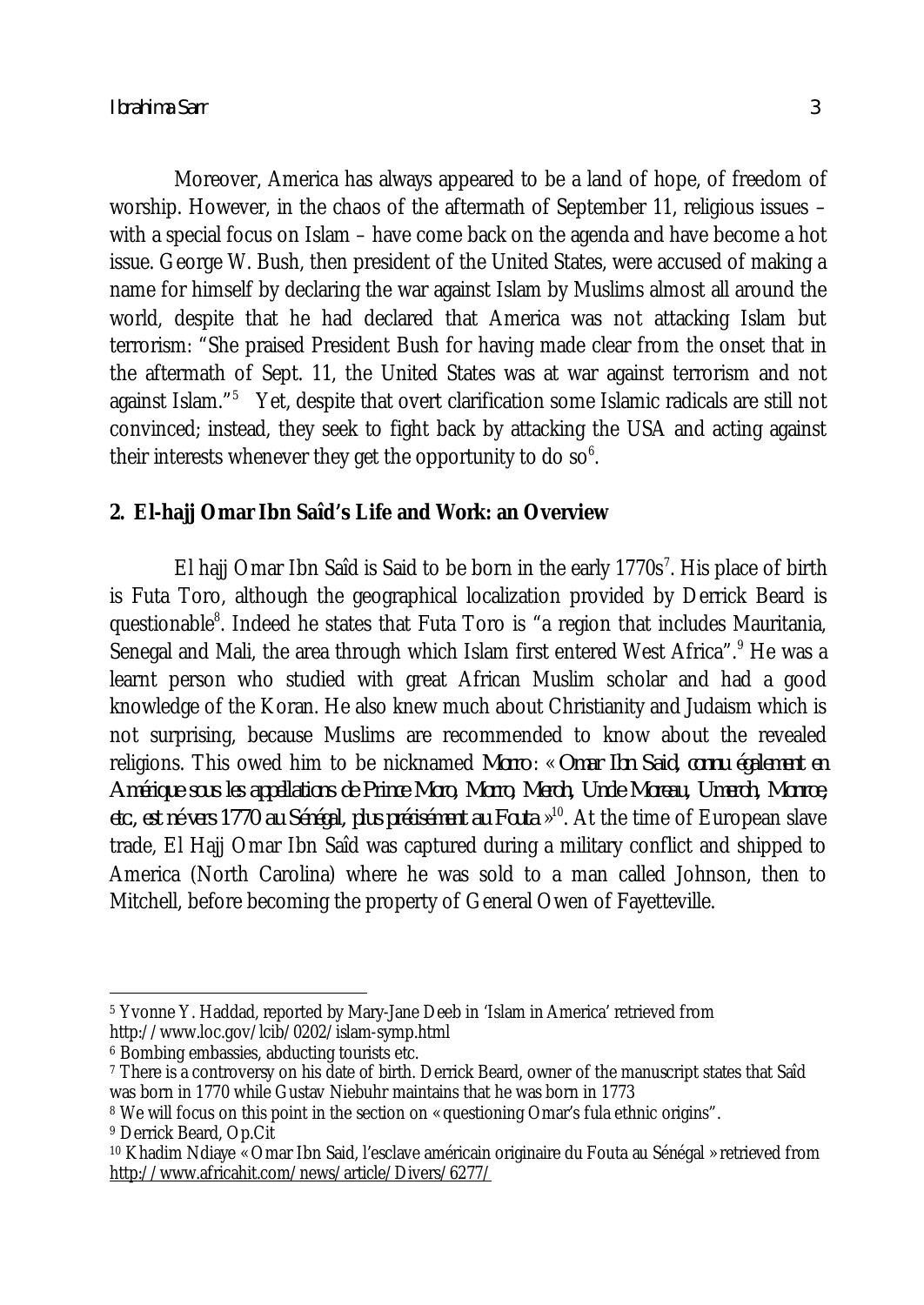Moreover, America has always appeared to be a land of hope, of freedom of worship. However, in the chaos of the aftermath of September 11, religious issues – with a special focus on Islam – have come back on the agenda and have become a hot issue. George W. Bush, then president of the United States, were accused of making a name for himself by declaring the war against Islam by Muslims almost all around the world, despite that he had declared that America was not attacking Islam but terrorism: "She praised President Bush for having made clear from the onset that in the aftermath of Sept. 11, the United States was at war against terrorism and not against Islam."[5] Yet, despite that overt clarification some Islamic radicals are still not convinced; instead, they seek to fight back by attacking the USA and acting against their interests whenever they get the opportunity to do so[6].

## 2. El-hajj Omar Ibn Saîd's Life and Work: an Overview

El hajj Omar Ibn Saîd is Said to be born in the early 1770s[7]. His place of birth is Futa Toro, although the geographical localization provided by Derrick Beard is questionable[8]. Indeed he states that Futa Toro is "a region that includes Mauritania, Senegal and Mali, the area through which Islam first entered West Africa".[9] He was a learnt person who studied with great African Muslim scholar and had a good knowledge of the Koran. He also knew much about Christianity and Judaism which is not surprising, because Muslims are recommended to know about the revealed religions. This owed him to be nicknamed *Morro*: « *Omar Ibn Said, connu également en Amérique sous les appellations de Prince Moro, Morro, Meroh, Uncle Moreau, Umeroh, Monroe, etc., est né vers 1770 au Sénégal, plus précisément au Fouta* »[10]. At the time of European slave trade, El Hajj Omar Ibn Saîd was captured during a military conflict and shipped to America (North Carolina) where he was sold to a man called Johnson, then to Mitchell, before becoming the property of General Owen of Fayetteville.

---

[5] Yvonne Y. Haddad, reported by Mary-Jane Deeb in 'Islam in America' retrieved from http://www.loc.gov/lcib/0202/islam-symp.html

[6] Bombing embassies, abducting tourists etc.

[7] There is a controversy on his date of birth. Derrick Beard, owner of the manuscript states that Saîd was born in 1770 while Gustav Niebuhr maintains that he was born in 1773

[8] We will focus on this point in the section on « questioning Omar's fula ethnic origins".

[9] Derrick Beard, Op.Cit

[10] Khadim Ndiaye « Omar Ibn Said, l'esclave américain originaire du Fouta au Sénégal » retrieved from http://www.africahit.com/news/article/Divers/6277/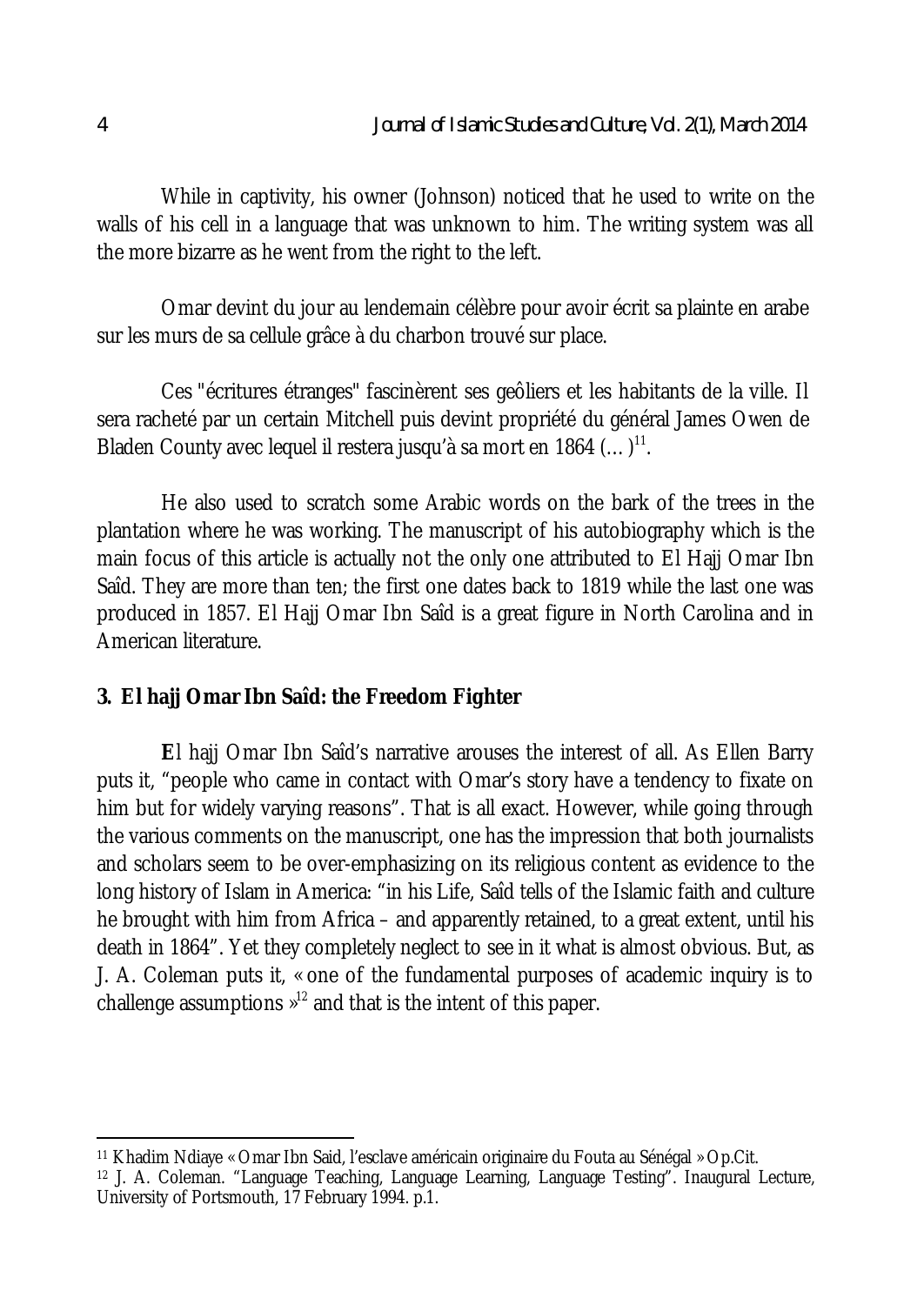While in captivity, his owner (Johnson) noticed that he used to write on the walls of his cell in a language that was unknown to him. The writing system was all the more bizarre as he went from the right to the left.

Omar devint du jour au lendemain célèbre pour avoir écrit sa plainte en arabe sur les murs de sa cellule grâce à du charbon trouvé sur place.

Ces "écritures étranges" fascinèrent ses geôliers et les habitants de la ville. Il sera racheté par un certain Mitchell puis devint propriété du général James Owen de Bladen County avec lequel il restera jusqu'à sa mort en 1864 (…)[11].

He also used to scratch some Arabic words on the bark of the trees in the plantation where he was working. The manuscript of his autobiography which is the main focus of this article is actually not the only one attributed to El Hajj Omar Ibn Saîd. They are more than ten; the first one dates back to 1819 while the last one was produced in 1857. El Hajj Omar Ibn Saîd is a great figure in North Carolina and in American literature.

## 3. El hajj Omar Ibn Saîd: the Freedom Fighter

**E**l hajj Omar Ibn Saîd's narrative arouses the interest of all. As Ellen Barry puts it, "people who came in contact with Omar's story have a tendency to fixate on him but for widely varying reasons". That is all exact. However, while going through the various comments on the manuscript, one has the impression that both journalists and scholars seem to be over-emphasizing on its religious content as evidence to the long history of Islam in America: "in his Life, Saîd tells of the Islamic faith and culture he brought with him from Africa – and apparently retained, to a great extent, until his death in 1864". Yet they completely neglect to see in it what is almost obvious. But, as J. A. Coleman puts it, « one of the fundamental purposes of academic inquiry is to challenge assumptions »[12] and that is the intent of this paper.

---

[11] Khadim Ndiaye « Omar Ibn Said, l'esclave américain originaire du Fouta au Sénégal » Op.Cit.

[12] J. A. Coleman. "Language Teaching, Language Learning, Language Testing". Inaugural Lecture, University of Portsmouth, 17 February 1994. p.1.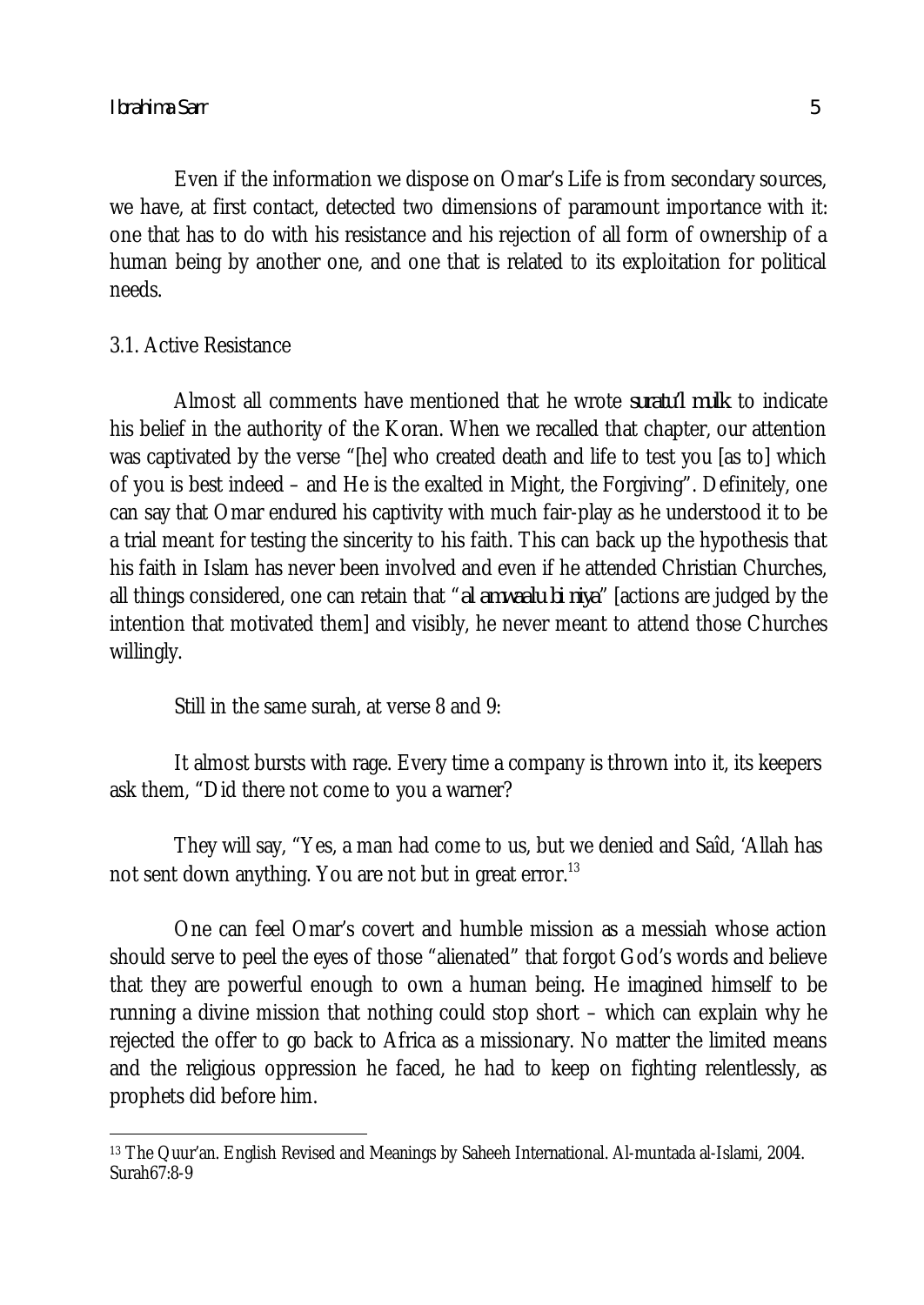Even if the information we dispose on Omar's Life is from secondary sources, we have, at first contact, detected two dimensions of paramount importance with it: one that has to do with his resistance and his rejection of all form of ownership of a human being by another one, and one that is related to its exploitation for political needs.

### 3.1. Active Resistance

Almost all comments have mentioned that he wrote ***suratu'l mulk*** to indicate his belief in the authority of the Koran. When we recalled that chapter, our attention was captivated by the verse "[he] who created death and life to test you [as to] which of you is best indeed – and He is the exalted in Might, the Forgiving". Definitely, one can say that Omar endured his captivity with much fair-play as he understood it to be a trial meant for testing the sincerity to his faith. This can back up the hypothesis that his faith in Islam has never been involved and even if he attended Christian Churches, all things considered, one can retain that "***al amwaalu bi niya***" [actions are judged by the intention that motivated them] and visibly, he never meant to attend those Churches willingly.

Still in the same surah, at verse 8 and 9:

> It almost bursts with rage. Every time a company is thrown into it, its keepers ask them, "Did there not come to you a warner?
>
> They will say, "Yes, a man had come to us, but we denied and Saîd, 'Allah has not sent down anything. You are not but in great error.[13]

One can feel Omar's covert and humble mission as a messiah whose action should serve to peel the eyes of those "alienated" that forgot God's words and believe that they are powerful enough to own a human being. He imagined himself to be running a divine mission that nothing could stop short – which can explain why he rejected the offer to go back to Africa as a missionary. No matter the limited means and the religious oppression he faced, he had to keep on fighting relentlessly, as prophets did before him.

---

[13] The Quur'an. English Revised and Meanings by Saheeh International. Al-muntada al-Islami, 2004. Surah67:8-9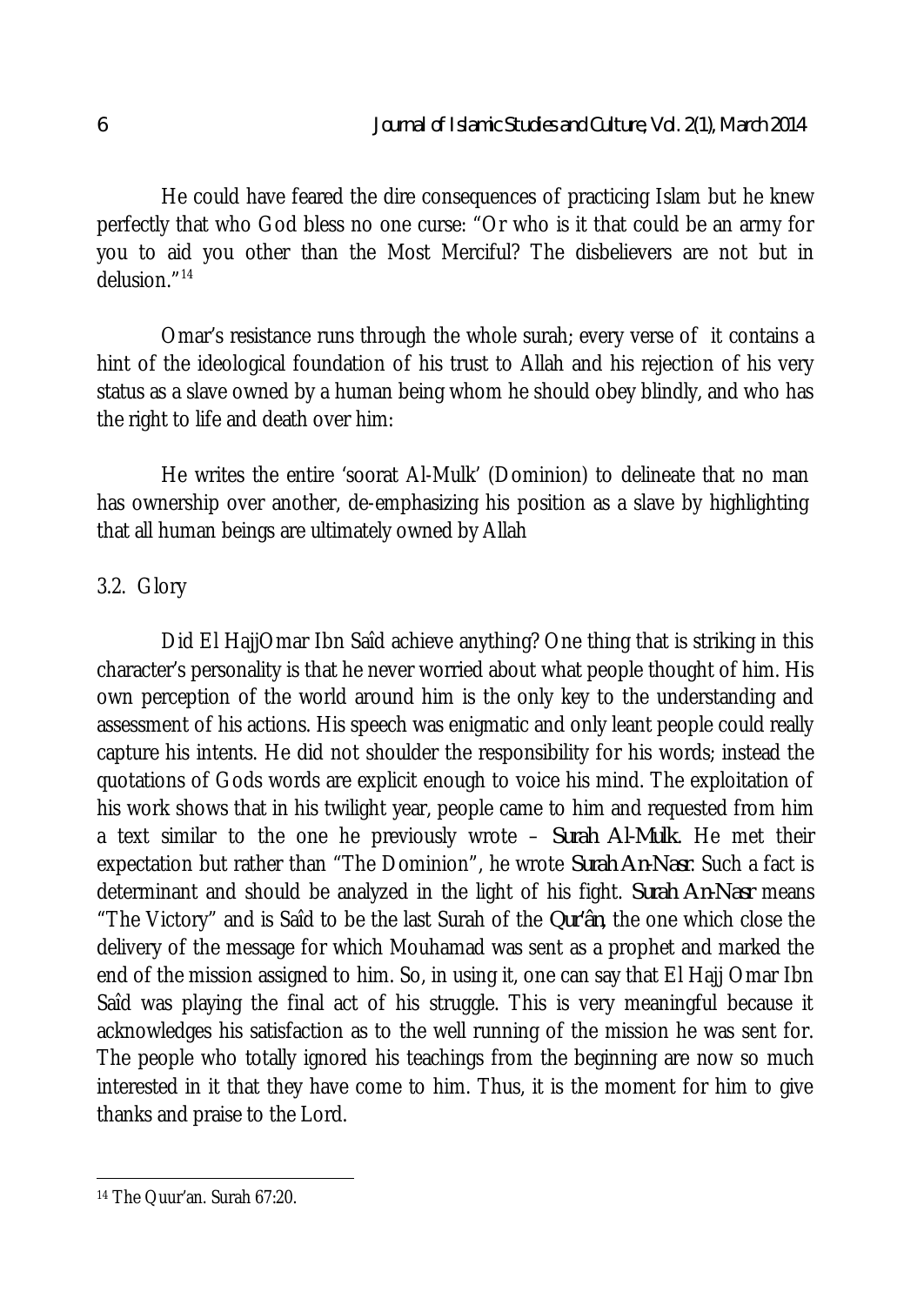He could have feared the dire consequences of practicing Islam but he knew perfectly that who God bless no one curse: "Or who is it that could be an army for you to aid you other than the Most Merciful? The disbelievers are not but in delusion."[14]

Omar's resistance runs through the whole surah; every verse of it contains a hint of the ideological foundation of his trust to Allah and his rejection of his very status as a slave owned by a human being whom he should obey blindly, and who has the right to life and death over him:

He writes the entire 'soorat Al-Mulk' (Dominion) to delineate that no man has ownership over another, de-emphasizing his position as a slave by highlighting that all human beings are ultimately owned by Allah

### 3.2. Glory

Did El HajjOmar Ibn Saîd achieve anything? One thing that is striking in this character's personality is that he never worried about what people thought of him. His own perception of the world around him is the only key to the understanding and assessment of his actions. His speech was enigmatic and only leant people could really capture his intents. He did not shoulder the responsibility for his words; instead the quotations of Gods words are explicit enough to voice his mind. The exploitation of his work shows that in his twilight year, people came to him and requested from him a text similar to the one he previously wrote – ***Surah Al-Mulk***. He met their expectation but rather than "The Dominion", he wrote ***Surah An-Nasr***. Such a fact is determinant and should be analyzed in the light of his fight. ***Surah An-Nasr*** means "The Victory" and is Saîd to be the last Surah of the ***Qur'ân***, the one which close the delivery of the message for which Mouhamad was sent as a prophet and marked the end of the mission assigned to him. So, in using it, one can say that El Hajj Omar Ibn Saîd was playing the final act of his struggle. This is very meaningful because it acknowledges his satisfaction as to the well running of the mission he was sent for. The people who totally ignored his teachings from the beginning are now so much interested in it that they have come to him. Thus, it is the moment for him to give thanks and praise to the Lord.

---

[14] The Quur'an. Surah 67:20.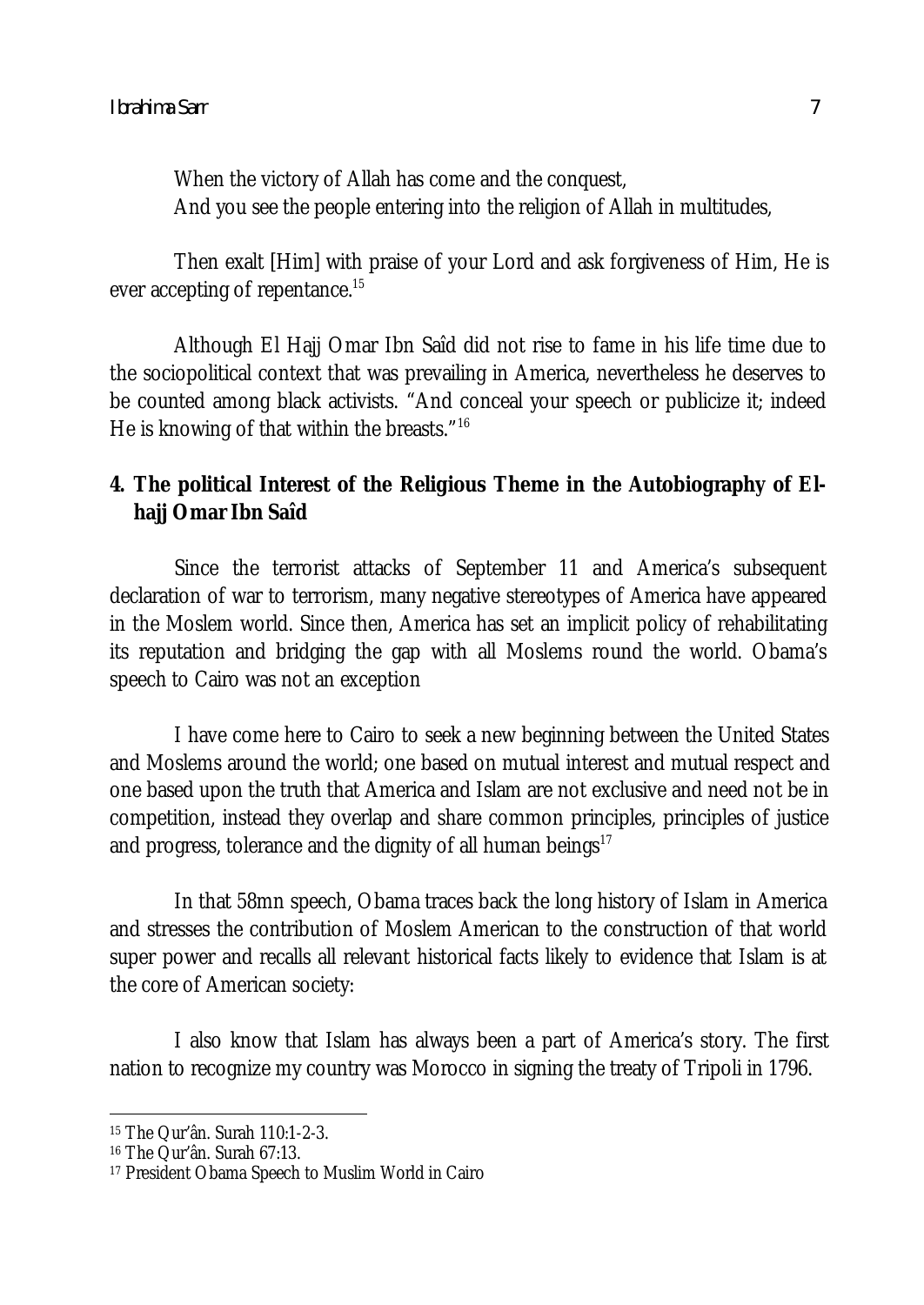When the victory of Allah has come and the conquest,
And you see the people entering into the religion of Allah in multitudes,

Then exalt [Him] with praise of your Lord and ask forgiveness of Him, He is ever accepting of repentance.[15]

Although El Hajj Omar Ibn Saîd did not rise to fame in his life time due to the sociopolitical context that was prevailing in America, nevertheless he deserves to be counted among black activists. "And conceal your speech or publicize it; indeed He is knowing of that within the breasts."[16]

## 4. The political Interest of the Religious Theme in the Autobiography of El-hajj Omar Ibn Saîd

Since the terrorist attacks of September 11 and America's subsequent declaration of war to terrorism, many negative stereotypes of America have appeared in the Moslem world. Since then, America has set an implicit policy of rehabilitating its reputation and bridging the gap with all Moslems round the world. Obama's speech to Cairo was not an exception

I have come here to Cairo to seek a new beginning between the United States and Moslems around the world; one based on mutual interest and mutual respect and one based upon the truth that America and Islam are not exclusive and need not be in competition, instead they overlap and share common principles, principles of justice and progress, tolerance and the dignity of all human beings[17]

In that 58mn speech, Obama traces back the long history of Islam in America and stresses the contribution of Moslem American to the construction of that world super power and recalls all relevant historical facts likely to evidence that Islam is at the core of American society:

I also know that Islam has always been a part of America's story. The first nation to recognize my country was Morocco in signing the treaty of Tripoli in 1796.

---

[15] The Qur'ân. Surah 110:1-2-3.

[16] The Qur'ân. Surah 67:13.

[17] President Obama Speech to Muslim World in Cairo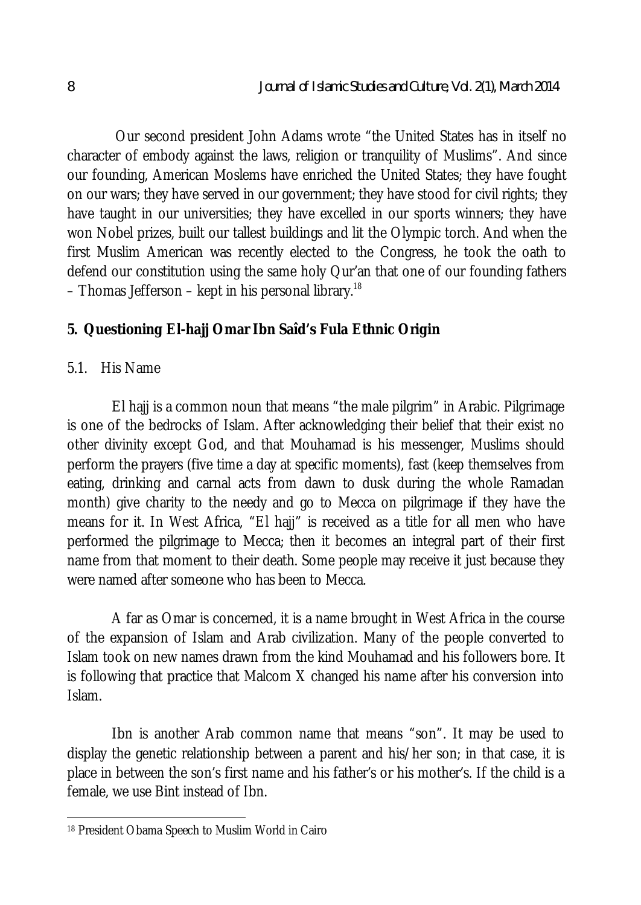Our second president John Adams wrote “the United States has in itself no character of embody against the laws, religion or tranquility of Muslims”. And since our founding, American Moslems have enriched the United States; they have fought on our wars; they have served in our government; they have stood for civil rights; they have taught in our universities; they have excelled in our sports winners; they have won Nobel prizes, built our tallest buildings and lit the Olympic torch. And when the first Muslim American was recently elected to the Congress, he took the oath to defend our constitution using the same holy Qur’an that one of our founding fathers – Thomas Jefferson – kept in his personal library.[18]

## 5. Questioning El-hajj Omar Ibn Saîd’s Fula Ethnic Origin

### 5.1. His Name

El hajj is a common noun that means “the male pilgrim” in Arabic. Pilgrimage is one of the bedrocks of Islam. After acknowledging their belief that their exist no other divinity except God, and that Mouhamad is his messenger, Muslims should perform the prayers (five time a day at specific moments), fast (keep themselves from eating, drinking and carnal acts from dawn to dusk during the whole Ramadan month) give charity to the needy and go to Mecca on pilgrimage if they have the means for it. In West Africa, “El hajj” is received as a title for all men who have performed the pilgrimage to Mecca; then it becomes an integral part of their first name from that moment to their death. Some people may receive it just because they were named after someone who has been to Mecca.

A far as Omar is concerned, it is a name brought in West Africa in the course of the expansion of Islam and Arab civilization. Many of the people converted to Islam took on new names drawn from the kind Mouhamad and his followers bore. It is following that practice that Malcom X changed his name after his conversion into Islam.

Ibn is another Arab common name that means “son”. It may be used to display the genetic relationship between a parent and his/her son; in that case, it is place in between the son’s first name and his father’s or his mother’s. If the child is a female, we use Bint instead of Ibn.

---

[18] President Obama Speech to Muslim World in Cairo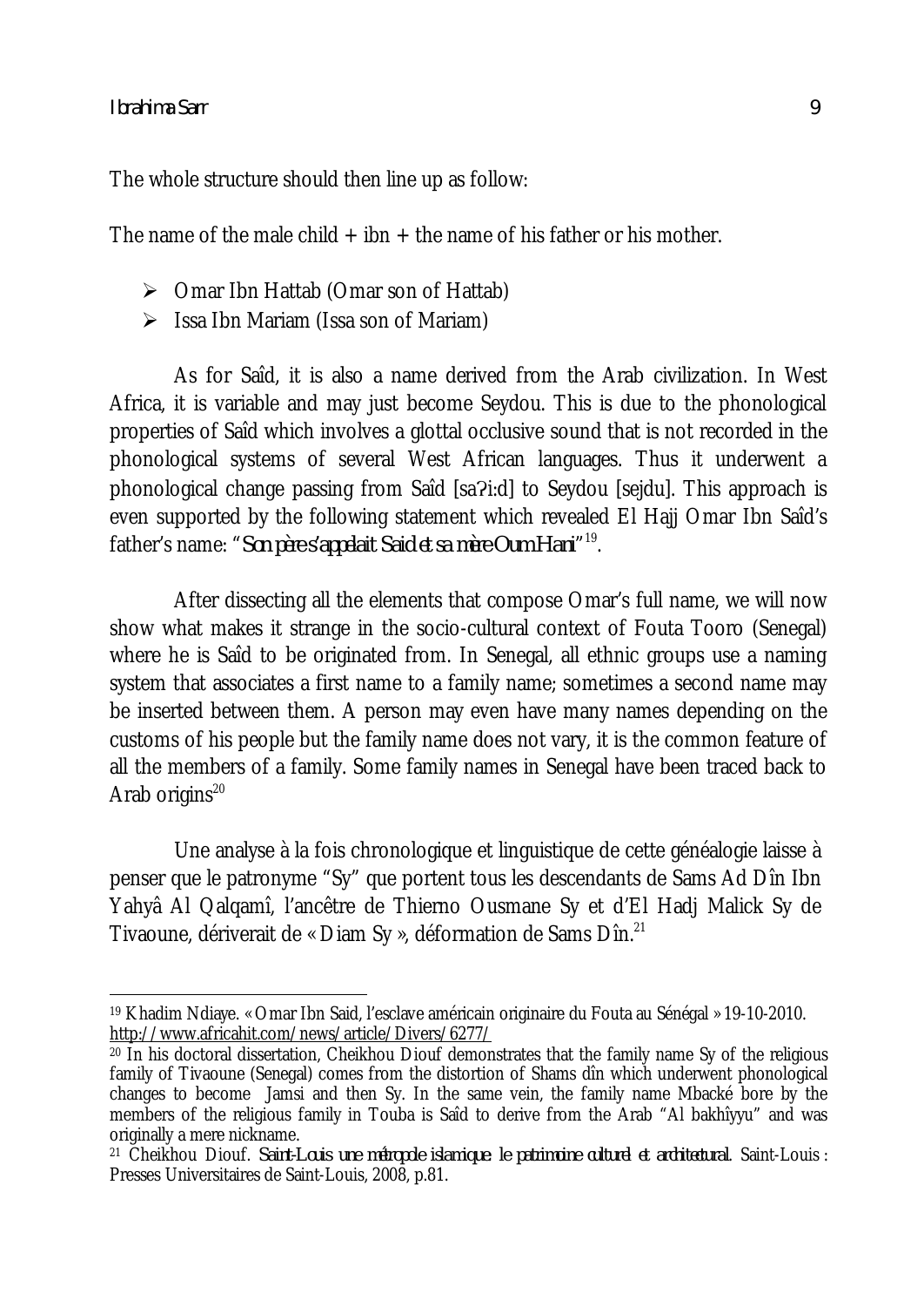The whole structure should then line up as follow:

The name of the male child + ibn + the name of his father or his mother.

- Omar Ibn Hattab (Omar son of Hattab)
- Issa Ibn Mariam (Issa son of Mariam)

As for Saîd, it is also a name derived from the Arab civilization. In West Africa, it is variable and may just become Seydou. This is due to the phonological properties of Saîd which involves a glottal occlusive sound that is not recorded in the phonological systems of several West African languages. Thus it underwent a phonological change passing from Saîd [saʔi:d] to Seydou [sejdu]. This approach is even supported by the following statement which revealed El Hajj Omar Ibn Saîd's father's name: "*Son père s'appelait Said et sa mère Oum Hani*"[19].

After dissecting all the elements that compose Omar's full name, we will now show what makes it strange in the socio-cultural context of Fouta Tooro (Senegal) where he is Saîd to be originated from. In Senegal, all ethnic groups use a naming system that associates a first name to a family name; sometimes a second name may be inserted between them. A person may even have many names depending on the customs of his people but the family name does not vary, it is the common feature of all the members of a family. Some family names in Senegal have been traced back to Arab origins[20]

> Une analyse à la fois chronologique et linguistique de cette généalogie laisse à penser que le patronyme "Sy" que portent tous les descendants de Sams Ad Dîn Ibn Yahyâ Al Qalqamî, l'ancêtre de Thierno Ousmane Sy et d'El Hadj Malick Sy de Tivaoune, dériverait de « Diam Sy », déformation de Sams Dîn.[21]

---

[19] Khadim Ndiaye. « Omar Ibn Said, l'esclave américain originaire du Fouta au Sénégal » 19-10-2010. http://www.africahit.com/news/article/Divers/6277/

[20] In his doctoral dissertation, Cheikhou Diouf demonstrates that the family name Sy of the religious family of Tivaoune (Senegal) comes from the distortion of Shams dîn which underwent phonological changes to become Jamsi and then Sy. In the same vein, the family name Mbacké bore by the members of the religious family in Touba is Saîd to derive from the Arab "Al bakhîyyu" and was originally a mere nickname.

[21] Cheikhou Diouf. *Saint-Louis une métropole islamique: le patrimoine culturel et architectural.* Saint-Louis : Presses Universitaires de Saint-Louis, 2008, p.81.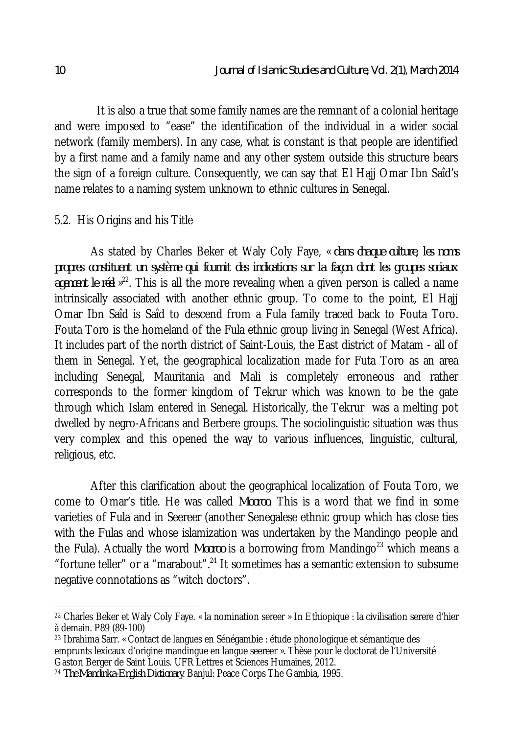It is also a true that some family names are the remnant of a colonial heritage and were imposed to "ease" the identification of the individual in a wider social network (family members). In any case, what is constant is that people are identified by a first name and a family name and any other system outside this structure bears the sign of a foreign culture. Consequently, we can say that El Hajj Omar Ibn Saîd's name relates to a naming system unknown to ethnic cultures in Senegal.

### 5.2. His Origins and his Title

As stated by Charles Beker et Waly Coly Faye, « *dans chaque culture, les noms propres constituent un système qui fournit des indications sur la façon dont les groupes sociaux agencent le réel* »[22]. This is all the more revealing when a given person is called a name intrinsically associated with another ethnic group. To come to the point, El Hajj Omar Ibn Saîd is Saîd to descend from a Fula family traced back to Fouta Toro. Fouta Toro is the homeland of the Fula ethnic group living in Senegal (West Africa). It includes part of the north district of Saint-Louis, the East district of Matam - all of them in Senegal. Yet, the geographical localization made for Futa Toro as an area including Senegal, Mauritania and Mali is completely erroneous and rather corresponds to the former kingdom of Tekrur which was known to be the gate through which Islam entered in Senegal. Historically, the Tekrur was a melting pot dwelled by negro-Africans and Berbere groups. The sociolinguistic situation was thus very complex and this opened the way to various influences, linguistic, cultural, religious, etc.

After this clarification about the geographical localization of Fouta Toro, we come to Omar's title. He was called *Mooroo*. This is a word that we find in some varieties of Fula and in Seereer (another Senegalese ethnic group which has close ties with the Fulas and whose islamization was undertaken by the Mandingo people and the Fula). Actually the word *Mooroo* is a borrowing from Mandingo[23] which means a "fortune teller" or a "marabout".[24] It sometimes has a semantic extension to subsume negative connotations as "witch doctors".

---

[22] Charles Beker et Waly Coly Faye. « la nomination sereer » In Ethiopique : la civilisation serere d'hier à demain. P89 (89-100)

[23] Ibrahima Sarr. « Contact de langues en Sénégambie : étude phonologique et sémantique des emprunts lexicaux d'origine mandingue en langue seereer ». Thèse pour le doctorat de l'Université Gaston Berger de Saint Louis. UFR Lettres et Sciences Humaines, 2012.

[24] *The Mandinka-English Dictionary*. Banjul: Peace Corps The Gambia, 1995.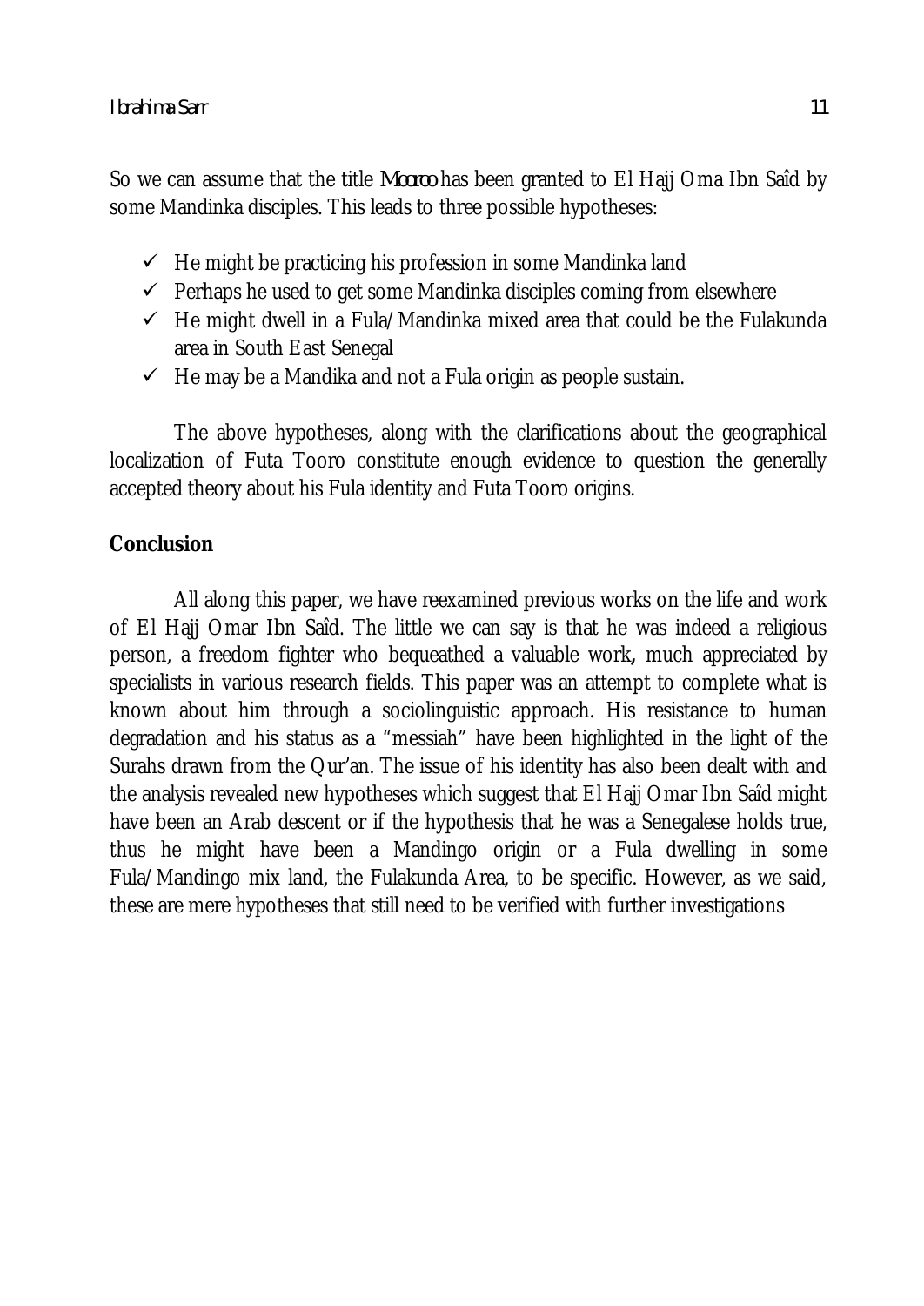So we can assume that the title *Mooroo* has been granted to El Hajj Oma Ibn Saîd by some Mandinka disciples. This leads to three possible hypotheses:

- ✓ He might be practicing his profession in some Mandinka land
- ✓ Perhaps he used to get some Mandinka disciples coming from elsewhere
- ✓ He might dwell in a Fula/Mandinka mixed area that could be the Fulakunda area in South East Senegal
- ✓ He may be a Mandika and not a Fula origin as people sustain.

The above hypotheses, along with the clarifications about the geographical localization of Futa Tooro constitute enough evidence to question the generally accepted theory about his Fula identity and Futa Tooro origins.

## Conclusion

All along this paper, we have reexamined previous works on the life and work of El Hajj Omar Ibn Saîd. The little we can say is that he was indeed a religious person, a freedom fighter who bequeathed a valuable work**,** much appreciated by specialists in various research fields. This paper was an attempt to complete what is known about him through a sociolinguistic approach. His resistance to human degradation and his status as a "messiah" have been highlighted in the light of the Surahs drawn from the Qur'an. The issue of his identity has also been dealt with and the analysis revealed new hypotheses which suggest that El Hajj Omar Ibn Saîd might have been an Arab descent or if the hypothesis that he was a Senegalese holds true, thus he might have been a Mandingo origin or a Fula dwelling in some Fula/Mandingo mix land, the Fulakunda Area, to be specific. However, as we said, these are mere hypotheses that still need to be verified with further investigations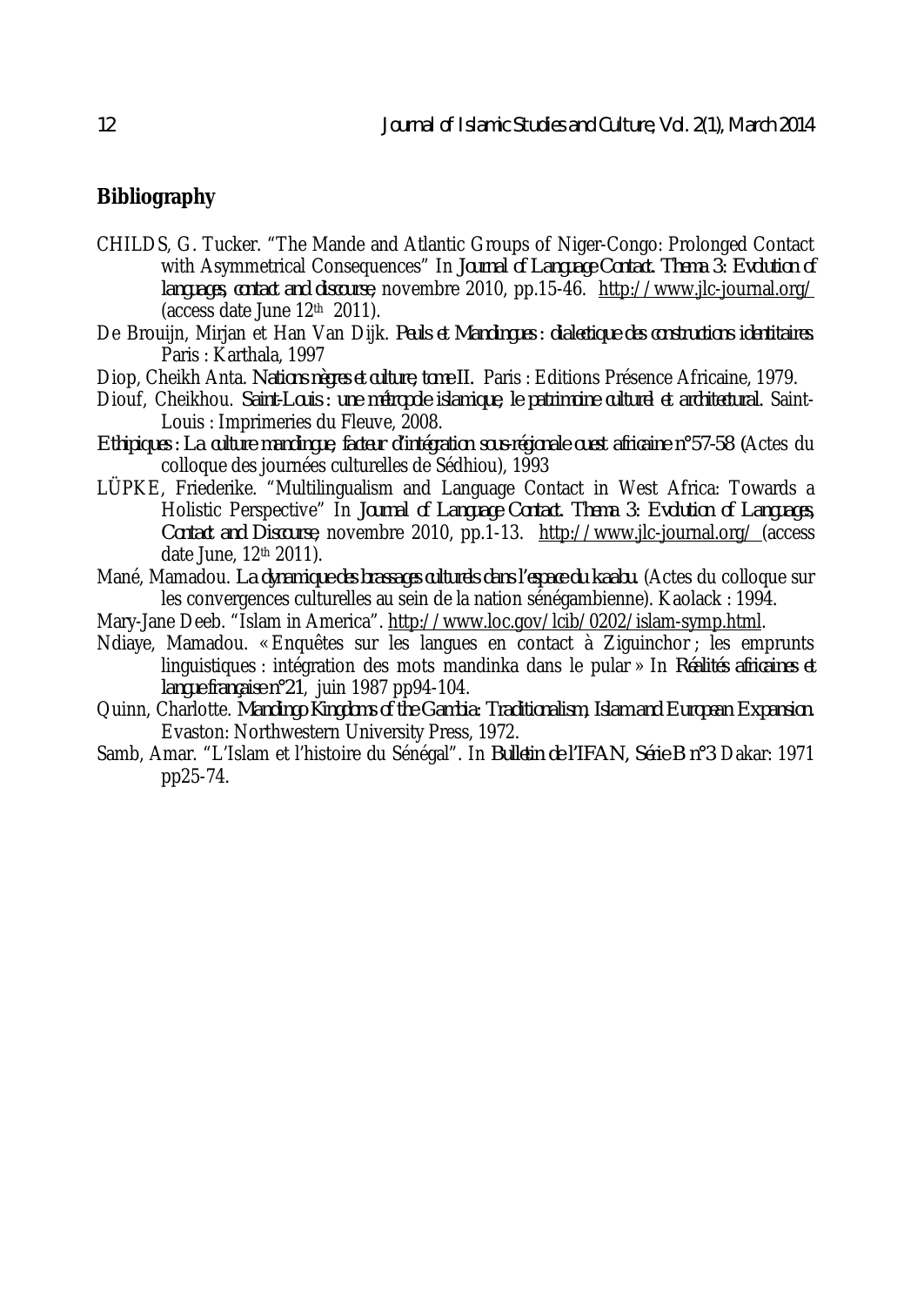## Bibliography

CHILDS, G. Tucker. "The Mande and Atlantic Groups of Niger-Congo: Prolonged Contact with Asymmetrical Consequences" In *Journal of Language Contact. Thema 3: Evolution of languages, contact and discourse,* novembre 2010, pp.15-46. http://www.jlc-journal.org/ (access date June 12th 2011).

De Brouijn, Mirjan et Han Van Dijk. *Peuls et Mandingues : dialectique des constructions identitaires.* Paris : Karthala, 1997

Diop, Cheikh Anta. *Nations nègres et culture, tome II.* Paris : Editions Présence Africaine, 1979.

Diouf, Cheikhou. *Saint-Louis : une métropole islamique, le patrimoine culturel et architectural.* Saint-Louis : Imprimeries du Fleuve, 2008.

*Ethipiques : La culture mandingue, facteur d'intégration sous-régionale ouest africaine n°57-58* (Actes du colloque des journées culturelles de Sédhiou), 1993

LÜPKE, Friederike. "Multilingualism and Language Contact in West Africa: Towards a Holistic Perspective" In *Journal of Language Contact. Thema 3: Evolution of Languages, Contact and Discourse,* novembre 2010, pp.1-13. http://www.jlc-journal.org/ (access date June, 12th 2011).

Mané, Mamadou. *La dynamique des brassages culturels dans l'espace du kaabu.* (Actes du colloque sur les convergences culturelles au sein de la nation sénégambienne). Kaolack : 1994.

Mary-Jane Deeb. "Islam in America". http://www.loc.gov/lcib/0202/islam-symp.html.

Ndiaye, Mamadou. « Enquêtes sur les langues en contact à Ziguinchor ; les emprunts linguistiques : intégration des mots mandinka dans le pular » In *Réalités africaines et langue française n°21,* juin 1987 pp94-104.

Quinn, Charlotte. *Mandingo Kingdoms of the Gambia: Traditionalism, Islam and European Expansion.* Evaston: Northwestern University Press, 1972.

Samb, Amar. "L'Islam et l'histoire du Sénégal". In *Bulletin de l'IFAN, Série B n°3* Dakar: 1971 pp25-74.